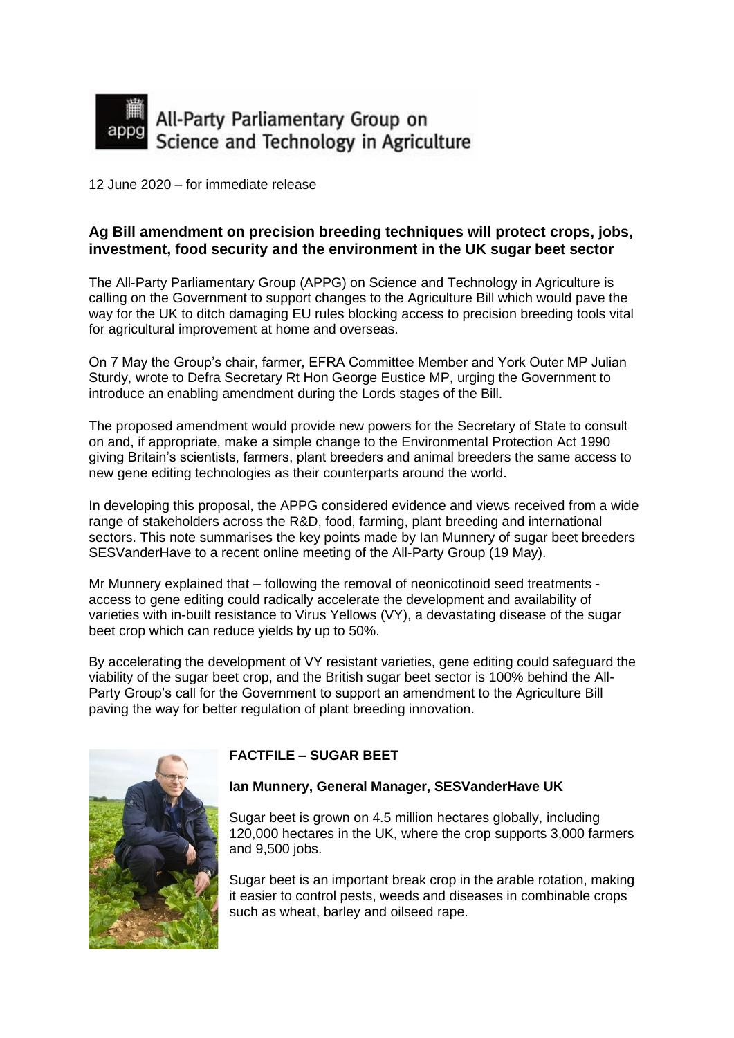All-Party Parliamentary Group on Science and Technology in Agriculture

12 June 2020 – for immediate release

**Ag Bill amendment on precision breeding techniques will protect crops, jobs, investment, food security and the environment in the UK sugar beet sector**

The All-Party Parliamentary Group (APPG) on Science and Technology in Agriculture is calling on the Government to support changes to the Agriculture Bill which would pave the way for the UK to ditch damaging EU rules blocking access to precision breeding tools vital for agricultural improvement at home and overseas.

On 7 May the Group's chair, farmer, EFRA Committee Member and York Outer MP Julian Sturdy, wrote to Defra Secretary Rt Hon George Eustice MP, urging the Government to introduce an enabling amendment during the Lords stages of the Bill.

The proposed amendment would provide new powers for the Secretary of State to consult on and, if appropriate, make a simple change to the Environmental Protection Act 1990 giving Britain's scientists, farmers, plant breeders and animal breeders the same access to new gene editing technologies as their counterparts around the world.

In developing this proposal, the APPG considered evidence and views received from a wide range of stakeholders across the R&D, food, farming, plant breeding and international sectors. This note summarises the key points made by Ian Munnery of sugar beet breeders SESVanderHave to a recent online meeting of the All-Party Group (19 May).

Mr Munnery explained that – following the removal of neonicotinoid seed treatments - access to gene editing could radically accelerate the development and availability of varieties with in-built resistance to Virus Yellows (VY), a devastating disease of the sugar beet crop which can reduce yields by up to 50%.

By accelerating the development of VY resistant varieties, gene editing could safeguard the viability of the sugar beet crop, and the British sugar beet sector is 100% behind the All-Party Group's call for the Government to support an amendment to the Agriculture Bill paving the way for better regulation of plant breeding innovation.

**FACTFILE – SUGAR BEET**

**Ian Munnery, General Manager, SESVanderHave UK**

Sugar beet is grown on 4.5 million hectares globally, including 120,000 hectares in the UK, where the crop supports 3,000 farmers and 9,500 jobs.

Sugar beet is an important break crop in the arable rotation, making it easier to control pests, weeds and diseases in combinable crops such as wheat, barley and oilseed rape.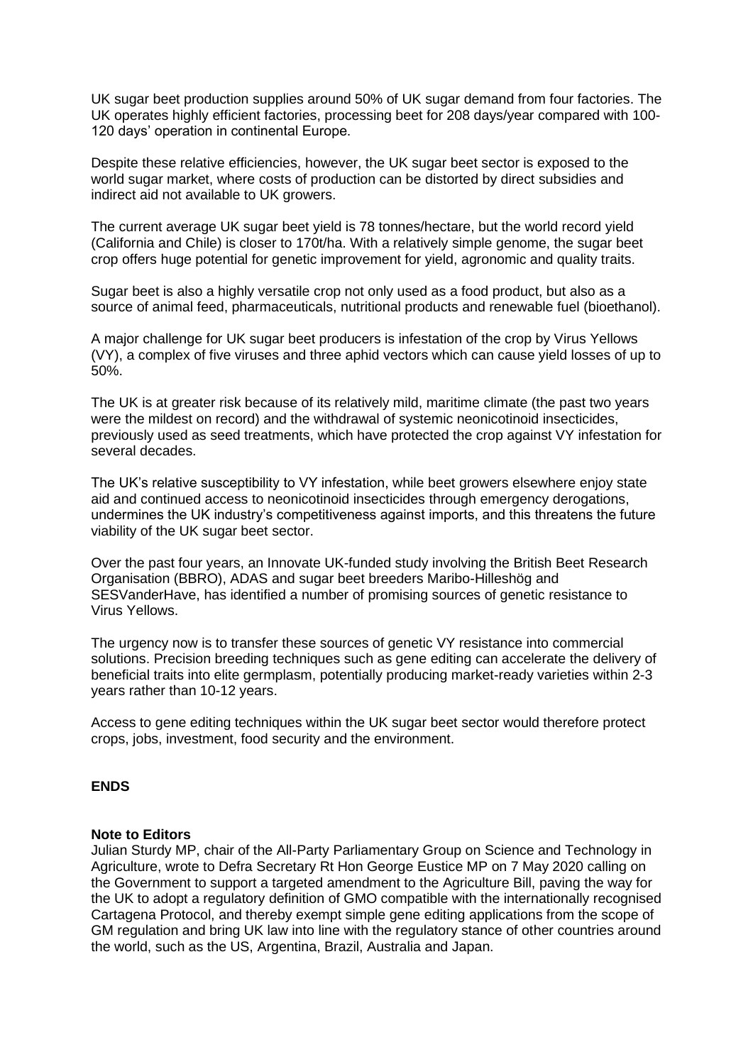UK sugar beet production supplies around 50% of UK sugar demand from four factories. The UK operates highly efficient factories, processing beet for 208 days/year compared with 100-120 days' operation in continental Europe.

Despite these relative efficiencies, however, the UK sugar beet sector is exposed to the world sugar market, where costs of production can be distorted by direct subsidies and indirect aid not available to UK growers.

The current average UK sugar beet yield is 78 tonnes/hectare, but the world record yield (California and Chile) is closer to 170t/ha. With a relatively simple genome, the sugar beet crop offers huge potential for genetic improvement for yield, agronomic and quality traits.

Sugar beet is also a highly versatile crop not only used as a food product, but also as a source of animal feed, pharmaceuticals, nutritional products and renewable fuel (bioethanol).

A major challenge for UK sugar beet producers is infestation of the crop by Virus Yellows (VY), a complex of five viruses and three aphid vectors which can cause yield losses of up to 50%.

The UK is at greater risk because of its relatively mild, maritime climate (the past two years were the mildest on record) and the withdrawal of systemic neonicotinoid insecticides, previously used as seed treatments, which have protected the crop against VY infestation for several decades.

The UK's relative susceptibility to VY infestation, while beet growers elsewhere enjoy state aid and continued access to neonicotinoid insecticides through emergency derogations, undermines the UK industry's competitiveness against imports, and this threatens the future viability of the UK sugar beet sector.

Over the past four years, an Innovate UK-funded study involving the British Beet Research Organisation (BBRO), ADAS and sugar beet breeders Maribo-Hilleshög and SESVanderHave, has identified a number of promising sources of genetic resistance to Virus Yellows.

The urgency now is to transfer these sources of genetic VY resistance into commercial solutions. Precision breeding techniques such as gene editing can accelerate the delivery of beneficial traits into elite germplasm, potentially producing market-ready varieties within 2-3 years rather than 10-12 years.

Access to gene editing techniques within the UK sugar beet sector would therefore protect crops, jobs, investment, food security and the environment.

**ENDS**

**Note to Editors**
Julian Sturdy MP, chair of the All-Party Parliamentary Group on Science and Technology in Agriculture, wrote to Defra Secretary Rt Hon George Eustice MP on 7 May 2020 calling on the Government to support a targeted amendment to the Agriculture Bill, paving the way for the UK to adopt a regulatory definition of GMO compatible with the internationally recognised Cartagena Protocol, and thereby exempt simple gene editing applications from the scope of GM regulation and bring UK law into line with the regulatory stance of other countries around the world, such as the US, Argentina, Brazil, Australia and Japan.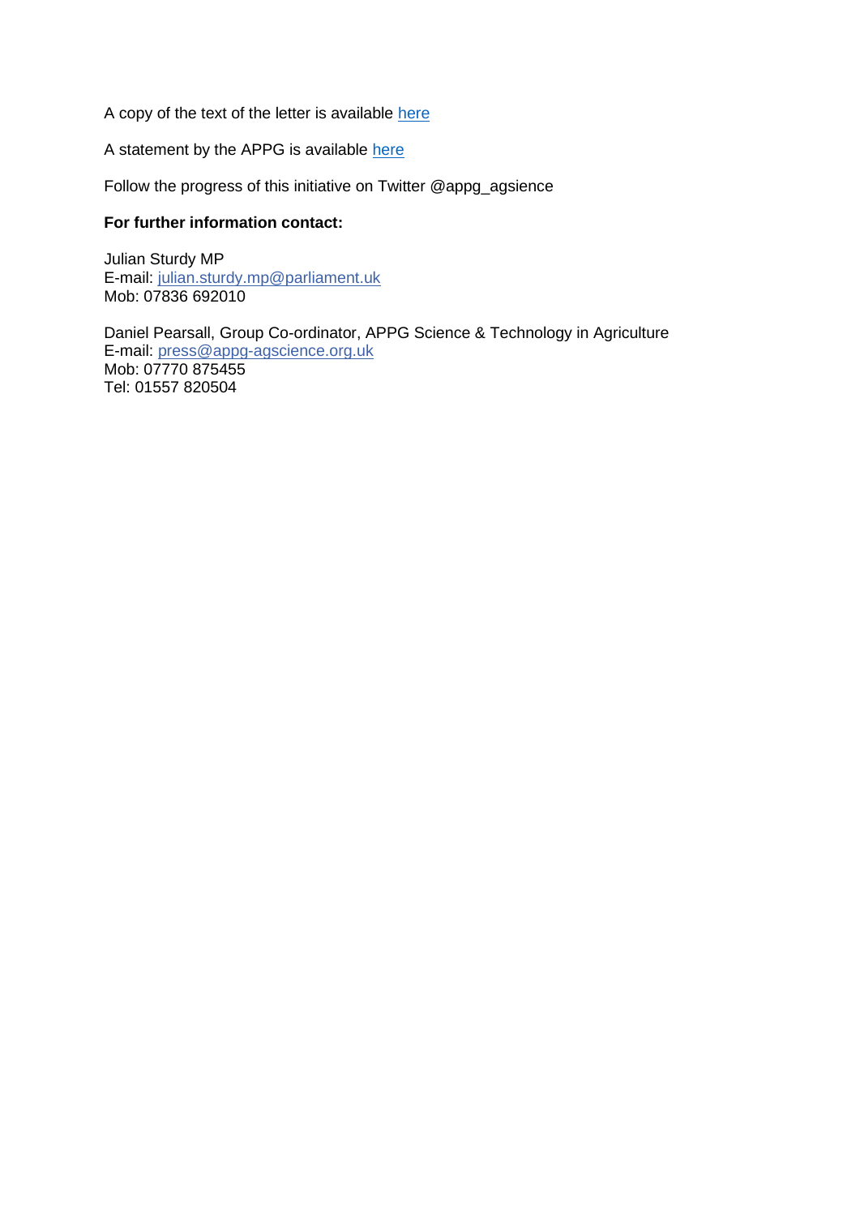A copy of the text of the letter is available here

A statement by the APPG is available here

Follow the progress of this initiative on Twitter @appg_agsience

**For further information contact:**

Julian Sturdy MP  
E-mail: julian.sturdy.mp@parliament.uk  
Mob: 07836 692010

Daniel Pearsall, Group Co-ordinator, APPG Science & Technology in Agriculture  
E-mail: press@appg-agscience.org.uk  
Mob: 07770 875455  
Tel: 01557 820504